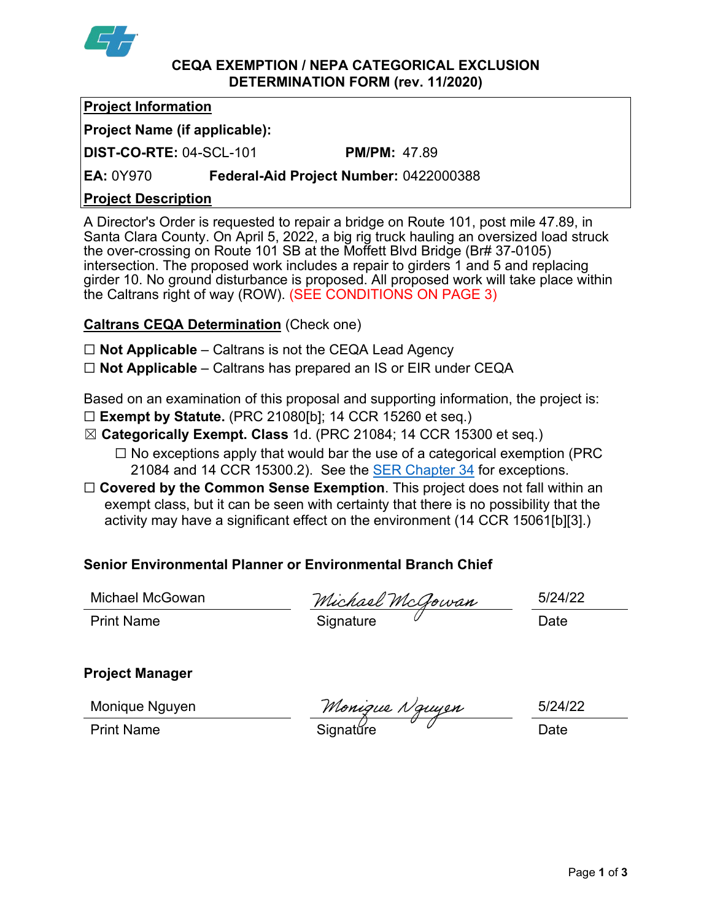# CEQA EXEMPTION / NEPA CATEGORICAL EXCLUSION DETERMINATION FORM (rev. 11/2020)

**Project Information**

**Project Name (if applicable):**

**DIST-CO-RTE:** 04-SCL-101 **PM/PM:** 47.89

**EA:** 0Y970 **Federal-Aid Project Number:** 0422000388

**Project Description**

A Director's Order is requested to repair a bridge on Route 101, post mile 47.89, in Santa Clara County. On April 5, 2022, a big rig truck hauling an oversized load struck the over-crossing on Route 101 SB at the Moffett Blvd Bridge (Br# 37-0105) intersection. The proposed work includes a repair to girders 1 and 5 and replacing girder 10. No ground disturbance is proposed. All proposed work will take place within the Caltrans right of way (ROW). (SEE CONDITIONS ON PAGE 3)

**Caltrans CEQA Determination** (Check one)

☐ **Not Applicable** – Caltrans is not the CEQA Lead Agency

☐ **Not Applicable** – Caltrans has prepared an IS or EIR under CEQA

Based on an examination of this proposal and supporting information, the project is:

☐ **Exempt by Statute.** (PRC 21080[b]; 14 CCR 15260 et seq.)

☒ **Categorically Exempt. Class** 1d. (PRC 21084; 14 CCR 15300 et seq.)

☐ No exceptions apply that would bar the use of a categorical exemption (PRC 21084 and 14 CCR 15300.2). See the SER Chapter 34 for exceptions.

☐ **Covered by the Common Sense Exemption**. This project does not fall within an exempt class, but it can be seen with certainty that there is no possibility that the activity may have a significant effect on the environment (14 CCR 15061[b][3].)

**Senior Environmental Planner or Environmental Branch Chief**

| Michael McGowan | *Michael McGowan* | 5/24/22 |
|---|---|---|
| Print Name | Signature | Date |

**Project Manager**

| Monique Nguyen | *Monique Nguyen* | 5/24/22 |
|---|---|---|
| Print Name | Signature | Date |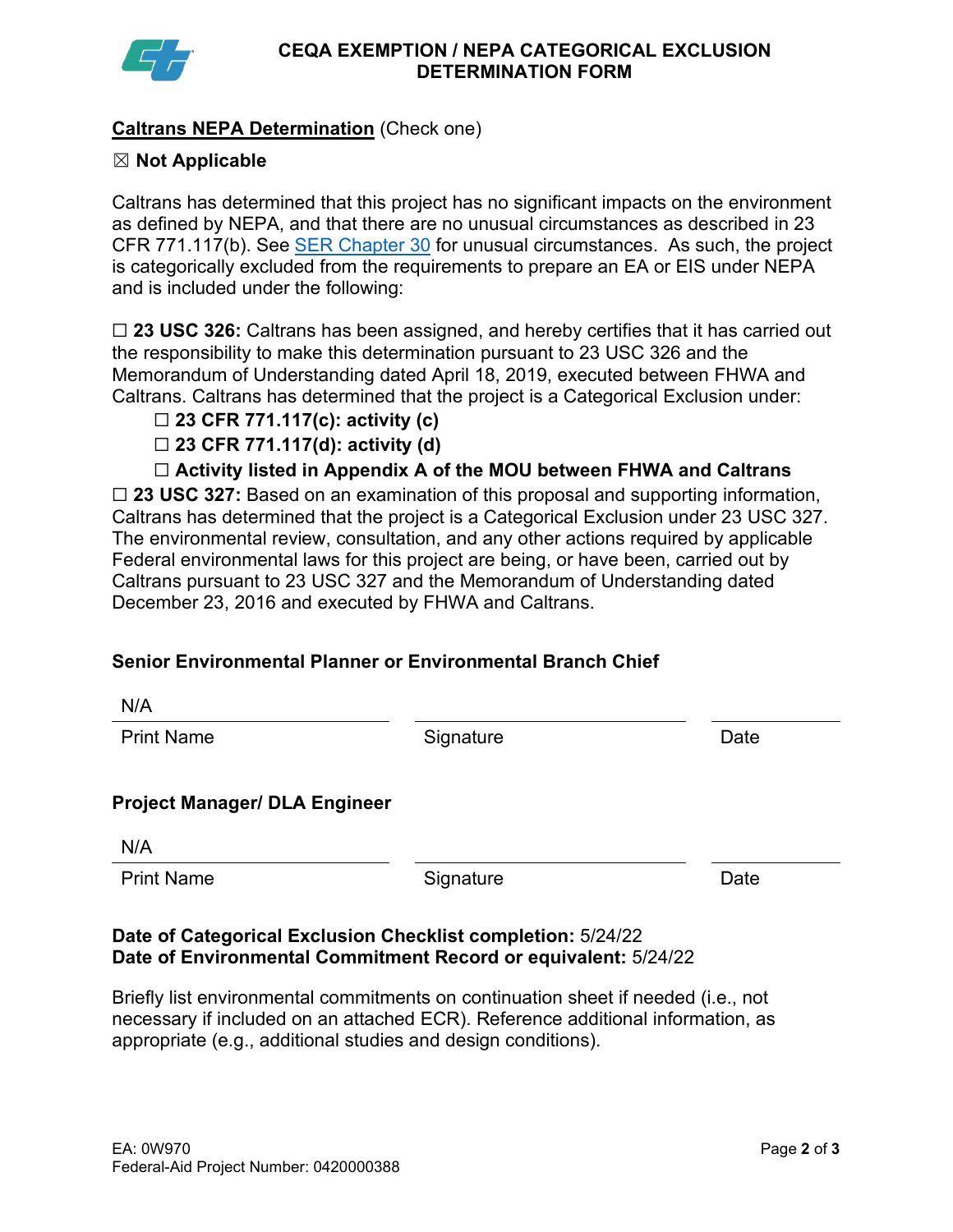# CEQA EXEMPTION / NEPA CATEGORICAL EXCLUSION DETERMINATION FORM

**Caltrans NEPA Determination** (Check one)

☒ **Not Applicable**

Caltrans has determined that this project has no significant impacts on the environment as defined by NEPA, and that there are no unusual circumstances as described in 23 CFR 771.117(b). See SER Chapter 30 for unusual circumstances. As such, the project is categorically excluded from the requirements to prepare an EA or EIS under NEPA and is included under the following:

☐ **23 USC 326:** Caltrans has been assigned, and hereby certifies that it has carried out the responsibility to make this determination pursuant to 23 USC 326 and the Memorandum of Understanding dated April 18, 2019, executed between FHWA and Caltrans. Caltrans has determined that the project is a Categorical Exclusion under:

- ☐ **23 CFR 771.117(c): activity (c)**
- ☐ **23 CFR 771.117(d): activity (d)**
- ☐ **Activity listed in Appendix A of the MOU between FHWA and Caltrans**

☐ **23 USC 327:** Based on an examination of this proposal and supporting information, Caltrans has determined that the project is a Categorical Exclusion under 23 USC 327. The environmental review, consultation, and any other actions required by applicable Federal environmental laws for this project are being, or have been, carried out by Caltrans pursuant to 23 USC 327 and the Memorandum of Understanding dated December 23, 2016 and executed by FHWA and Caltrans.

**Senior Environmental Planner or Environmental Branch Chief**

| N/A | | |
|---|---|---|
| Print Name | Signature | Date |

**Project Manager/ DLA Engineer**

| N/A | | |
|---|---|---|
| Print Name | Signature | Date |

**Date of Categorical Exclusion Checklist completion:** 5/24/22
**Date of Environmental Commitment Record or equivalent:** 5/24/22

Briefly list environmental commitments on continuation sheet if needed (i.e., not necessary if included on an attached ECR). Reference additional information, as appropriate (e.g., additional studies and design conditions).

EA: 0W970
Federal-Aid Project Number: 0420000388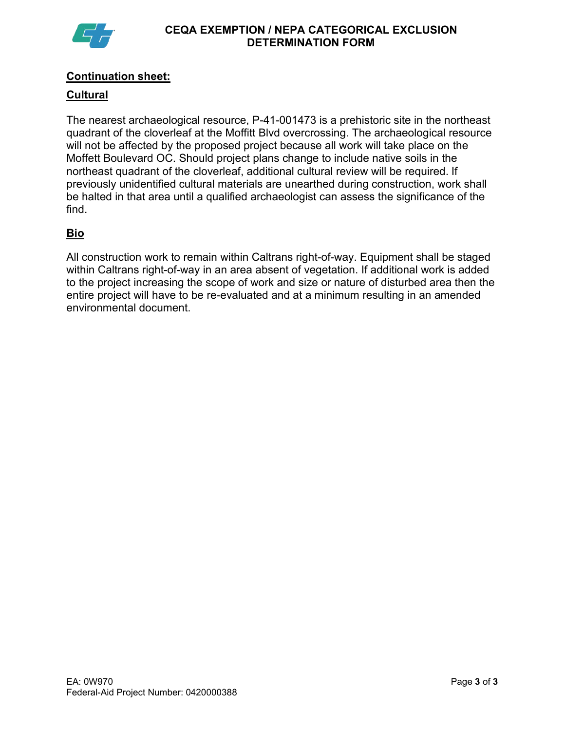**Continuation sheet:**

**Cultural**

The nearest archaeological resource, P-41-001473 is a prehistoric site in the northeast quadrant of the cloverleaf at the Moffitt Blvd overcrossing. The archaeological resource will not be affected by the proposed project because all work will take place on the Moffett Boulevard OC. Should project plans change to include native soils in the northeast quadrant of the cloverleaf, additional cultural review will be required. If previously unidentified cultural materials are unearthed during construction, work shall be halted in that area until a qualified archaeologist can assess the significance of the find.

**Bio**

All construction work to remain within Caltrans right-of-way. Equipment shall be staged within Caltrans right-of-way in an area absent of vegetation. If additional work is added to the project increasing the scope of work and size or nature of disturbed area then the entire project will have to be re-evaluated and at a minimum resulting in an amended environmental document.